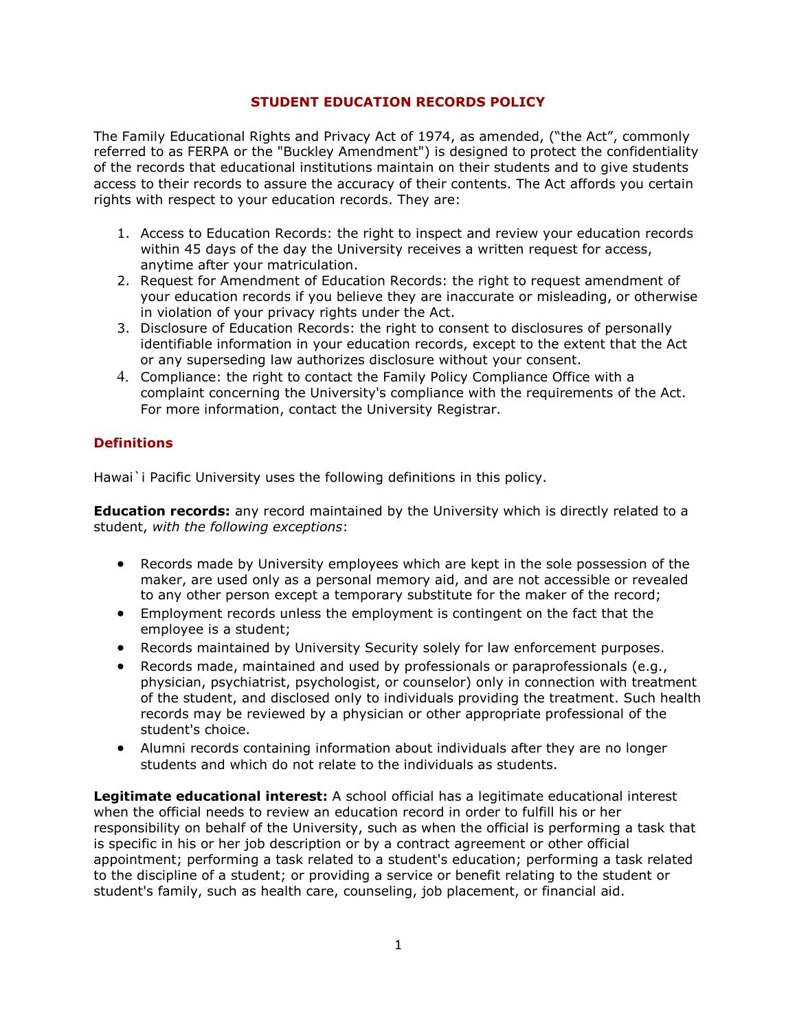# STUDENT EDUCATION RECORDS POLICY

The Family Educational Rights and Privacy Act of 1974, as amended, ("the Act", commonly referred to as FERPA or the "Buckley Amendment") is designed to protect the confidentiality of the records that educational institutions maintain on their students and to give students access to their records to assure the accuracy of their contents. The Act affords you certain rights with respect to your education records. They are:

1. Access to Education Records: the right to inspect and review your education records within 45 days of the day the University receives a written request for access, anytime after your matriculation.
2. Request for Amendment of Education Records: the right to request amendment of your education records if you believe they are inaccurate or misleading, or otherwise in violation of your privacy rights under the Act.
3. Disclosure of Education Records: the right to consent to disclosures of personally identifiable information in your education records, except to the extent that the Act or any superseding law authorizes disclosure without your consent.
4. Compliance: the right to contact the Family Policy Compliance Office with a complaint concerning the University's compliance with the requirements of the Act. For more information, contact the University Registrar.

## Definitions

Hawai`i Pacific University uses the following definitions in this policy.

**Education records:** any record maintained by the University which is directly related to a student, *with the following exceptions*:

- Records made by University employees which are kept in the sole possession of the maker, are used only as a personal memory aid, and are not accessible or revealed to any other person except a temporary substitute for the maker of the record;
- Employment records unless the employment is contingent on the fact that the employee is a student;
- Records maintained by University Security solely for law enforcement purposes.
- Records made, maintained and used by professionals or paraprofessionals (e.g., physician, psychiatrist, psychologist, or counselor) only in connection with treatment of the student, and disclosed only to individuals providing the treatment. Such health records may be reviewed by a physician or other appropriate professional of the student's choice.
- Alumni records containing information about individuals after they are no longer students and which do not relate to the individuals as students.

**Legitimate educational interest:** A school official has a legitimate educational interest when the official needs to review an education record in order to fulfill his or her responsibility on behalf of the University, such as when the official is performing a task that is specific in his or her job description or by a contract agreement or other official appointment; performing a task related to a student's education; performing a task related to the discipline of a student; or providing a service or benefit relating to the student or student's family, such as health care, counseling, job placement, or financial aid.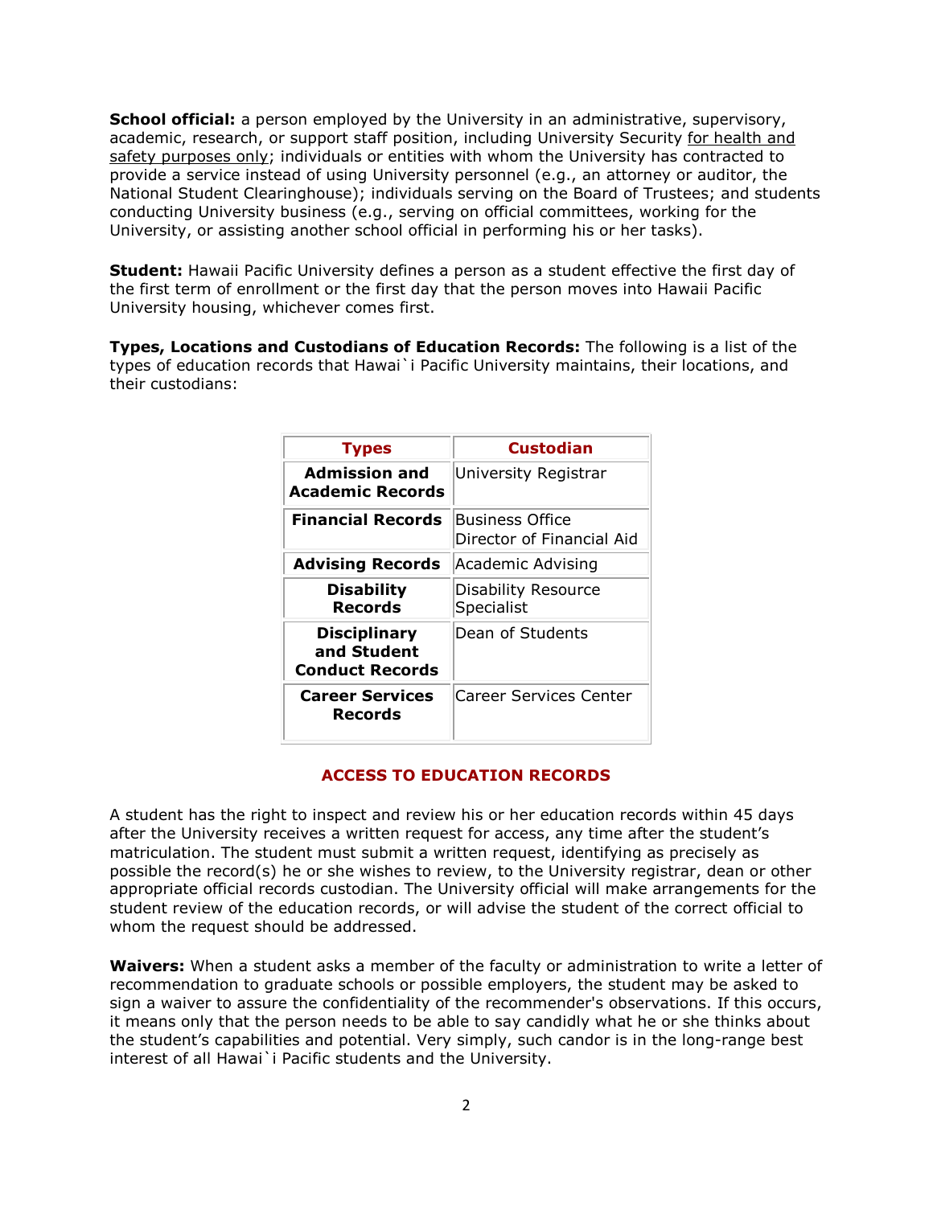**School official:** a person employed by the University in an administrative, supervisory, academic, research, or support staff position, including University Security for health and safety purposes only; individuals or entities with whom the University has contracted to provide a service instead of using University personnel (e.g., an attorney or auditor, the National Student Clearinghouse); individuals serving on the Board of Trustees; and students conducting University business (e.g., serving on official committees, working for the University, or assisting another school official in performing his or her tasks).

**Student:** Hawaii Pacific University defines a person as a student effective the first day of the first term of enrollment or the first day that the person moves into Hawaii Pacific University housing, whichever comes first.

**Types, Locations and Custodians of Education Records:** The following is a list of the types of education records that Hawai`i Pacific University maintains, their locations, and their custodians:

| Types | Custodian |
|---|---|
| **Admission and Academic Records** | University Registrar |
| **Financial Records** | Business Office<br>Director of Financial Aid |
| **Advising Records** | Academic Advising |
| **Disability Records** | Disability Resource Specialist |
| **Disciplinary and Student Conduct Records** | Dean of Students |
| **Career Services Records** | Career Services Center |

## ACCESS TO EDUCATION RECORDS

A student has the right to inspect and review his or her education records within 45 days after the University receives a written request for access, any time after the student's matriculation. The student must submit a written request, identifying as precisely as possible the record(s) he or she wishes to review, to the University registrar, dean or other appropriate official records custodian. The University official will make arrangements for the student review of the education records, or will advise the student of the correct official to whom the request should be addressed.

**Waivers:** When a student asks a member of the faculty or administration to write a letter of recommendation to graduate schools or possible employers, the student may be asked to sign a waiver to assure the confidentiality of the recommender's observations. If this occurs, it means only that the person needs to be able to say candidly what he or she thinks about the student's capabilities and potential. Very simply, such candor is in the long-range best interest of all Hawai`i Pacific students and the University.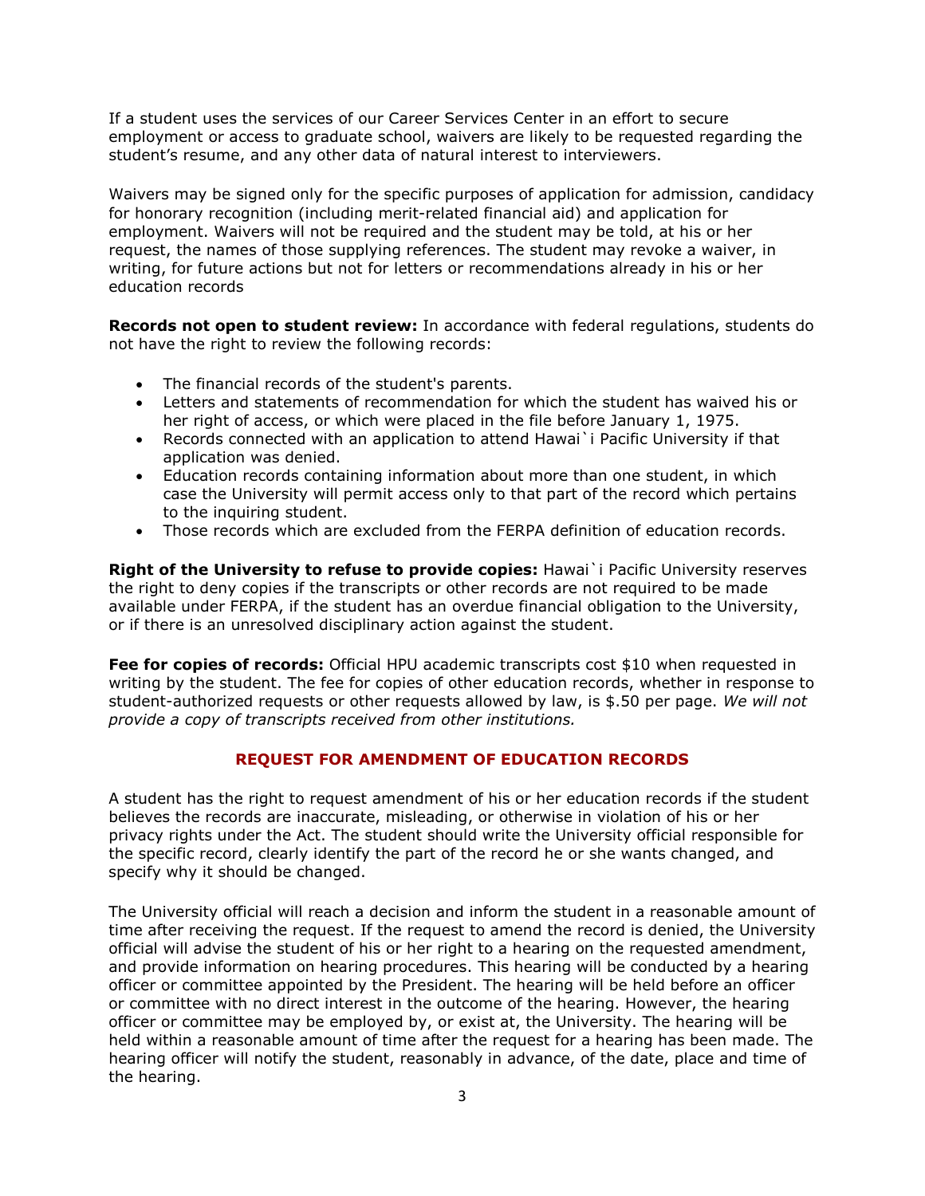If a student uses the services of our Career Services Center in an effort to secure employment or access to graduate school, waivers are likely to be requested regarding the student's resume, and any other data of natural interest to interviewers.

Waivers may be signed only for the specific purposes of application for admission, candidacy for honorary recognition (including merit-related financial aid) and application for employment. Waivers will not be required and the student may be told, at his or her request, the names of those supplying references. The student may revoke a waiver, in writing, for future actions but not for letters or recommendations already in his or her education records

**Records not open to student review:** In accordance with federal regulations, students do not have the right to review the following records:

- The financial records of the student's parents.
- Letters and statements of recommendation for which the student has waived his or her right of access, or which were placed in the file before January 1, 1975.
- Records connected with an application to attend Hawai`i Pacific University if that application was denied.
- Education records containing information about more than one student, in which case the University will permit access only to that part of the record which pertains to the inquiring student.
- Those records which are excluded from the FERPA definition of education records.

**Right of the University to refuse to provide copies:** Hawai`i Pacific University reserves the right to deny copies if the transcripts or other records are not required to be made available under FERPA, if the student has an overdue financial obligation to the University, or if there is an unresolved disciplinary action against the student.

**Fee for copies of records:** Official HPU academic transcripts cost $10 when requested in writing by the student. The fee for copies of other education records, whether in response to student-authorized requests or other requests allowed by law, is $.50 per page. *We will not provide a copy of transcripts received from other institutions.*

## REQUEST FOR AMENDMENT OF EDUCATION RECORDS

A student has the right to request amendment of his or her education records if the student believes the records are inaccurate, misleading, or otherwise in violation of his or her privacy rights under the Act. The student should write the University official responsible for the specific record, clearly identify the part of the record he or she wants changed, and specify why it should be changed.

The University official will reach a decision and inform the student in a reasonable amount of time after receiving the request. If the request to amend the record is denied, the University official will advise the student of his or her right to a hearing on the requested amendment, and provide information on hearing procedures. This hearing will be conducted by a hearing officer or committee appointed by the President. The hearing will be held before an officer or committee with no direct interest in the outcome of the hearing. However, the hearing officer or committee may be employed by, or exist at, the University. The hearing will be held within a reasonable amount of time after the request for a hearing has been made. The hearing officer will notify the student, reasonably in advance, of the date, place and time of the hearing.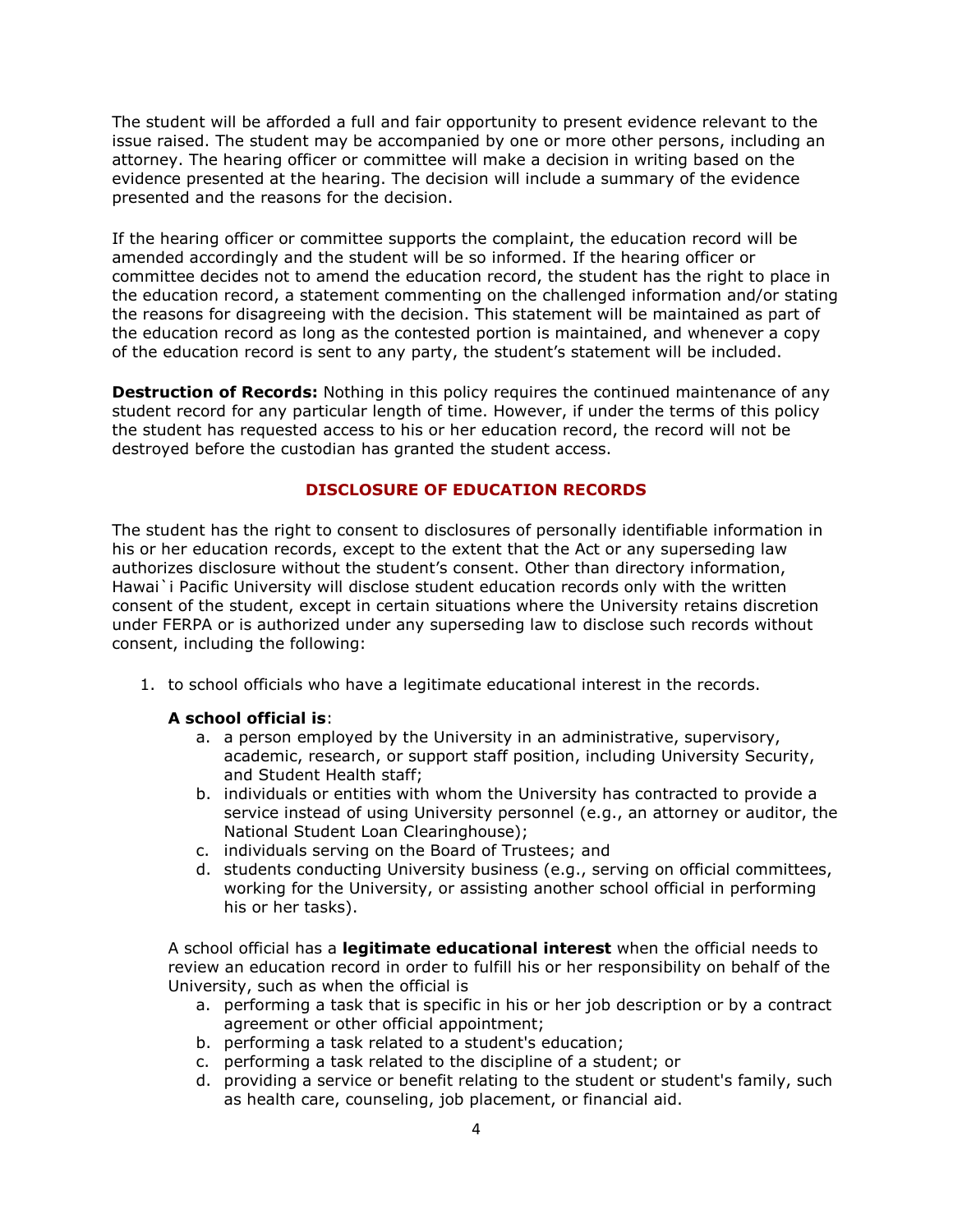The student will be afforded a full and fair opportunity to present evidence relevant to the issue raised. The student may be accompanied by one or more other persons, including an attorney. The hearing officer or committee will make a decision in writing based on the evidence presented at the hearing. The decision will include a summary of the evidence presented and the reasons for the decision.

If the hearing officer or committee supports the complaint, the education record will be amended accordingly and the student will be so informed. If the hearing officer or committee decides not to amend the education record, the student has the right to place in the education record, a statement commenting on the challenged information and/or stating the reasons for disagreeing with the decision. This statement will be maintained as part of the education record as long as the contested portion is maintained, and whenever a copy of the education record is sent to any party, the student's statement will be included.

**Destruction of Records:** Nothing in this policy requires the continued maintenance of any student record for any particular length of time. However, if under the terms of this policy the student has requested access to his or her education record, the record will not be destroyed before the custodian has granted the student access.

## DISCLOSURE OF EDUCATION RECORDS

The student has the right to consent to disclosures of personally identifiable information in his or her education records, except to the extent that the Act or any superseding law authorizes disclosure without the student's consent. Other than directory information, Hawai`i Pacific University will disclose student education records only with the written consent of the student, except in certain situations where the University retains discretion under FERPA or is authorized under any superseding law to disclose such records without consent, including the following:

1. to school officials who have a legitimate educational interest in the records.

   **A school official is**:
   a. a person employed by the University in an administrative, supervisory, academic, research, or support staff position, including University Security, and Student Health staff;
   b. individuals or entities with whom the University has contracted to provide a service instead of using University personnel (e.g., an attorney or auditor, the National Student Loan Clearinghouse);
   c. individuals serving on the Board of Trustees; and
   d. students conducting University business (e.g., serving on official committees, working for the University, or assisting another school official in performing his or her tasks).

   A school official has a **legitimate educational interest** when the official needs to review an education record in order to fulfill his or her responsibility on behalf of the University, such as when the official is
   a. performing a task that is specific in his or her job description or by a contract agreement or other official appointment;
   b. performing a task related to a student's education;
   c. performing a task related to the discipline of a student; or
   d. providing a service or benefit relating to the student or student's family, such as health care, counseling, job placement, or financial aid.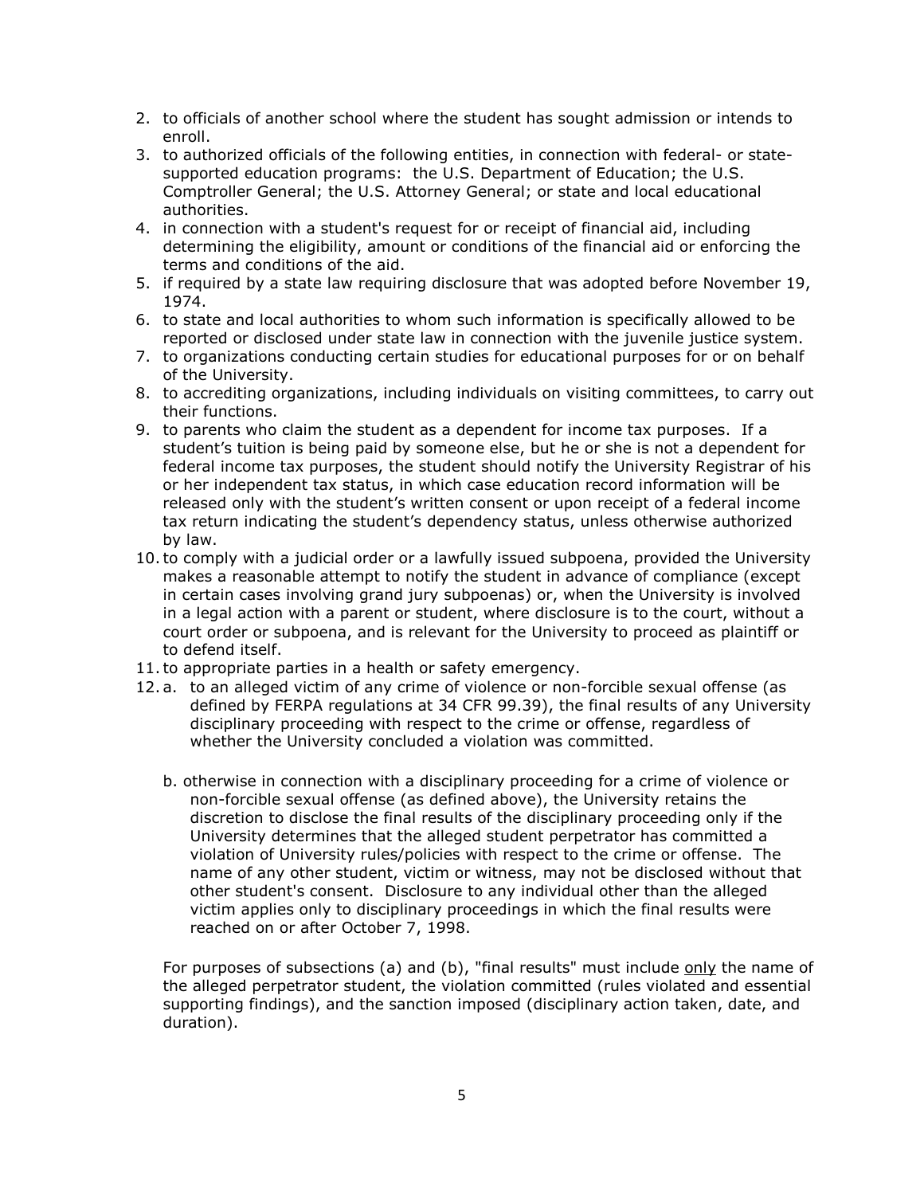2. to officials of another school where the student has sought admission or intends to enroll.
3. to authorized officials of the following entities, in connection with federal- or state-supported education programs: the U.S. Department of Education; the U.S. Comptroller General; the U.S. Attorney General; or state and local educational authorities.
4. in connection with a student's request for or receipt of financial aid, including determining the eligibility, amount or conditions of the financial aid or enforcing the terms and conditions of the aid.
5. if required by a state law requiring disclosure that was adopted before November 19, 1974.
6. to state and local authorities to whom such information is specifically allowed to be reported or disclosed under state law in connection with the juvenile justice system.
7. to organizations conducting certain studies for educational purposes for or on behalf of the University.
8. to accrediting organizations, including individuals on visiting committees, to carry out their functions.
9. to parents who claim the student as a dependent for income tax purposes. If a student's tuition is being paid by someone else, but he or she is not a dependent for federal income tax purposes, the student should notify the University Registrar of his or her independent tax status, in which case education record information will be released only with the student's written consent or upon receipt of a federal income tax return indicating the student's dependency status, unless otherwise authorized by law.
10. to comply with a judicial order or a lawfully issued subpoena, provided the University makes a reasonable attempt to notify the student in advance of compliance (except in certain cases involving grand jury subpoenas) or, when the University is involved in a legal action with a parent or student, where disclosure is to the court, without a court order or subpoena, and is relevant for the University to proceed as plaintiff or to defend itself.
11. to appropriate parties in a health or safety emergency.
12. a. to an alleged victim of any crime of violence or non-forcible sexual offense (as defined by FERPA regulations at 34 CFR 99.39), the final results of any University disciplinary proceeding with respect to the crime or offense, regardless of whether the University concluded a violation was committed.

    b. otherwise in connection with a disciplinary proceeding for a crime of violence or non-forcible sexual offense (as defined above), the University retains the discretion to disclose the final results of the disciplinary proceeding only if the University determines that the alleged student perpetrator has committed a violation of University rules/policies with respect to the crime or offense. The name of any other student, victim or witness, may not be disclosed without that other student's consent. Disclosure to any individual other than the alleged victim applies only to disciplinary proceedings in which the final results were reached on or after October 7, 1998.

    For purposes of subsections (a) and (b), "final results" must include <u>only</u> the name of the alleged perpetrator student, the violation committed (rules violated and essential supporting findings), and the sanction imposed (disciplinary action taken, date, and duration).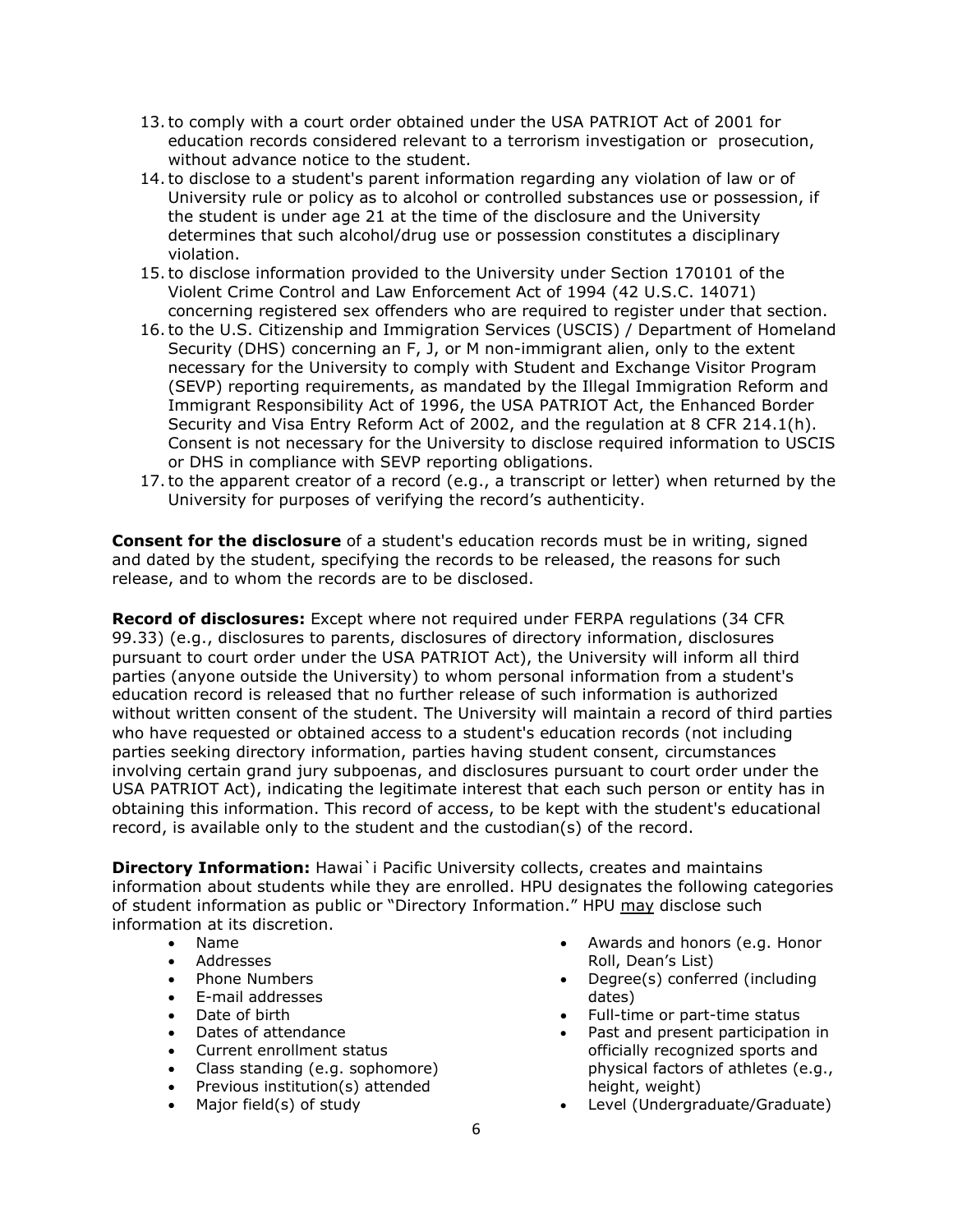13. to comply with a court order obtained under the USA PATRIOT Act of 2001 for education records considered relevant to a terrorism investigation or prosecution, without advance notice to the student.
14. to disclose to a student's parent information regarding any violation of law or of University rule or policy as to alcohol or controlled substances use or possession, if the student is under age 21 at the time of the disclosure and the University determines that such alcohol/drug use or possession constitutes a disciplinary violation.
15. to disclose information provided to the University under Section 170101 of the Violent Crime Control and Law Enforcement Act of 1994 (42 U.S.C. 14071) concerning registered sex offenders who are required to register under that section.
16. to the U.S. Citizenship and Immigration Services (USCIS) / Department of Homeland Security (DHS) concerning an F, J, or M non-immigrant alien, only to the extent necessary for the University to comply with Student and Exchange Visitor Program (SEVP) reporting requirements, as mandated by the Illegal Immigration Reform and Immigrant Responsibility Act of 1996, the USA PATRIOT Act, the Enhanced Border Security and Visa Entry Reform Act of 2002, and the regulation at 8 CFR 214.1(h). Consent is not necessary for the University to disclose required information to USCIS or DHS in compliance with SEVP reporting obligations.
17. to the apparent creator of a record (e.g., a transcript or letter) when returned by the University for purposes of verifying the record's authenticity.

**Consent for the disclosure** of a student's education records must be in writing, signed and dated by the student, specifying the records to be released, the reasons for such release, and to whom the records are to be disclosed.

**Record of disclosures:** Except where not required under FERPA regulations (34 CFR 99.33) (e.g., disclosures to parents, disclosures of directory information, disclosures pursuant to court order under the USA PATRIOT Act), the University will inform all third parties (anyone outside the University) to whom personal information from a student's education record is released that no further release of such information is authorized without written consent of the student. The University will maintain a record of third parties who have requested or obtained access to a student's education records (not including parties seeking directory information, parties having student consent, circumstances involving certain grand jury subpoenas, and disclosures pursuant to court order under the USA PATRIOT Act), indicating the legitimate interest that each such person or entity has in obtaining this information. This record of access, to be kept with the student's educational record, is available only to the student and the custodian(s) of the record.

**Directory Information:** Hawai`i Pacific University collects, creates and maintains information about students while they are enrolled. HPU designates the following categories of student information as public or "Directory Information." HPU <u>may</u> disclose such information at its discretion.

- Name
- Addresses
- Phone Numbers
- E-mail addresses
- Date of birth
- Dates of attendance
- Current enrollment status
- Class standing (e.g. sophomore)
- Previous institution(s) attended
- Major field(s) of study
- Awards and honors (e.g. Honor Roll, Dean's List)
- Degree(s) conferred (including dates)
- Full-time or part-time status
- Past and present participation in officially recognized sports and physical factors of athletes (e.g., height, weight)
- Level (Undergraduate/Graduate)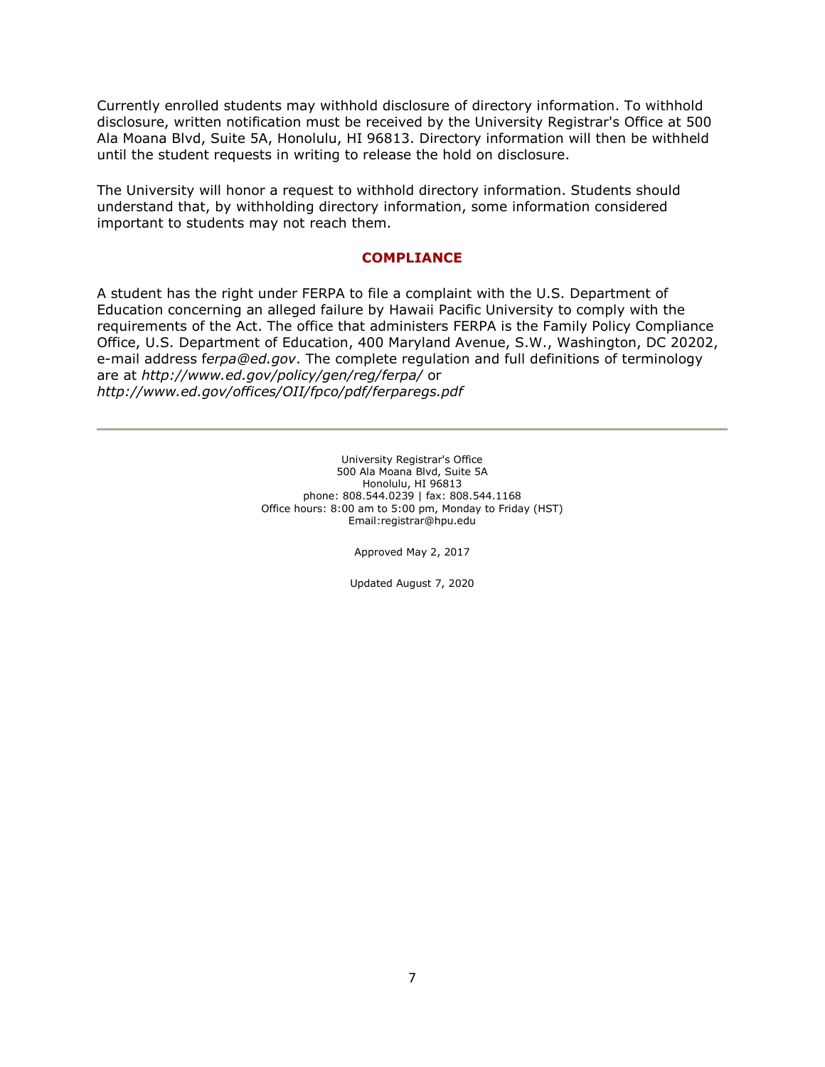Currently enrolled students may withhold disclosure of directory information. To withhold disclosure, written notification must be received by the University Registrar's Office at 500 Ala Moana Blvd, Suite 5A, Honolulu, HI 96813. Directory information will then be withheld until the student requests in writing to release the hold on disclosure.

The University will honor a request to withhold directory information. Students should understand that, by withholding directory information, some information considered important to students may not reach them.

## COMPLIANCE

A student has the right under FERPA to file a complaint with the U.S. Department of Education concerning an alleged failure by Hawaii Pacific University to comply with the requirements of the Act. The office that administers FERPA is the Family Policy Compliance Office, U.S. Department of Education, 400 Maryland Avenue, S.W., Washington, DC 20202, e-mail address f*erpa@ed.gov*. The complete regulation and full definitions of terminology are at *http://www.ed.gov/policy/gen/reg/ferpa/* or *http://www.ed.gov/offices/OII/fpco/pdf/ferparegs.pdf*

---

University Registrar's Office
500 Ala Moana Blvd, Suite 5A
Honolulu, HI 96813
phone: 808.544.0239 | fax: 808.544.1168
Office hours: 8:00 am to 5:00 pm, Monday to Friday (HST)
Email:registrar@hpu.edu

Approved May 2, 2017

Updated August 7, 2020